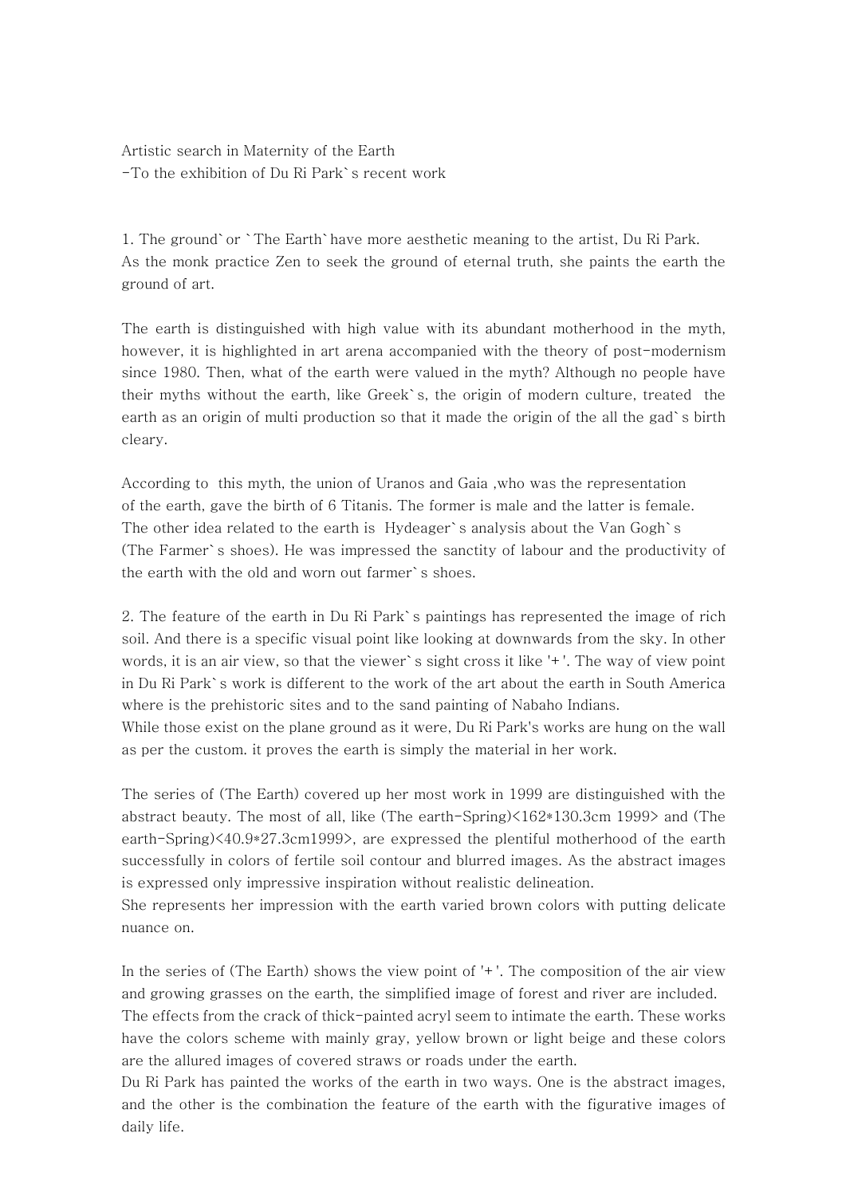Artistic search in Maternity of the Earth
-To the exhibition of Du Ri Park`s recent work

1. The ground`or `The Earth`have more aesthetic meaning to the artist, Du Ri Park. As the monk practice Zen to seek the ground of eternal truth, she paints the earth the ground of art.

The earth is distinguished with high value with its abundant motherhood in the myth, however, it is highlighted in art arena accompanied with the theory of post-modernism since 1980. Then, what of the earth were valued in the myth? Although no people have their myths without the earth, like Greek`s, the origin of modern culture, treated the earth as an origin of multi production so that it made the origin of the all the gad`s birth cleary.

According to this myth, the union of Uranos and Gaia ,who was the representation of the earth, gave the birth of 6 Titanis. The former is male and the latter is female. The other idea related to the earth is Hydeager`s analysis about the Van Gogh`s (The Farmer`s shoes). He was impressed the sanctity of labour and the productivity of the earth with the old and worn out farmer`s shoes.

2. The feature of the earth in Du Ri Park`s paintings has represented the image of rich soil. And there is a specific visual point like looking at downwards from the sky. In other words, it is an air view, so that the viewer`s sight cross it like '+'. The way of view point in Du Ri Park`s work is different to the work of the art about the earth in South America where is the prehistoric sites and to the sand painting of Nabaho Indians.
While those exist on the plane ground as it were, Du Ri Park's works are hung on the wall as per the custom. it proves the earth is simply the material in her work.

The series of (The Earth) covered up her most work in 1999 are distinguished with the abstract beauty. The most of all, like (The earth-Spring)<162*130.3cm 1999> and (The earth-Spring)<40.9*27.3cm1999>, are expressed the plentiful motherhood of the earth successfully in colors of fertile soil contour and blurred images. As the abstract images is expressed only impressive inspiration without realistic delineation.
She represents her impression with the earth varied brown colors with putting delicate nuance on.

In the series of (The Earth) shows the view point of '+'. The composition of the air view and growing grasses on the earth, the simplified image of forest and river are included. The effects from the crack of thick-painted acryl seem to intimate the earth. These works have the colors scheme with mainly gray, yellow brown or light beige and these colors are the allured images of covered straws or roads under the earth.
Du Ri Park has painted the works of the earth in two ways. One is the abstract images, and the other is the combination the feature of the earth with the figurative images of daily life.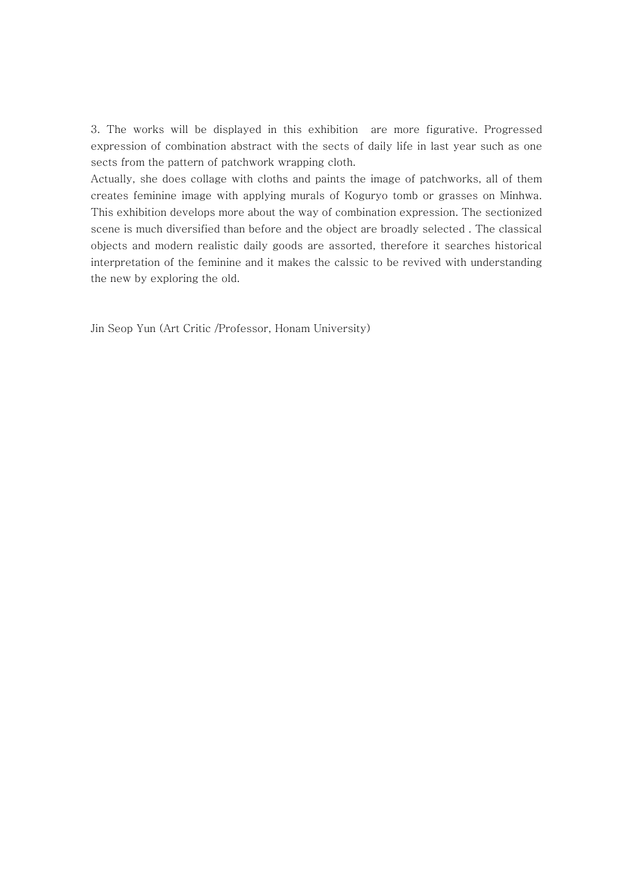3. The works will be displayed in this exhibition  are more figurative. Progressed expression of combination abstract with the sects of daily life in last year such as one sects from the pattern of patchwork wrapping cloth.

Actually, she does collage with cloths and paints the image of patchworks, all of them creates feminine image with applying murals of Koguryo tomb or grasses on Minhwa. This exhibition develops more about the way of combination expression. The sectionized scene is much diversified than before and the object are broadly selected . The classical objects and modern realistic daily goods are assorted, therefore it searches historical interpretation of the feminine and it makes the calssic to be revived with understanding the new by exploring the old.

Jin Seop Yun (Art Critic /Professor, Honam University)